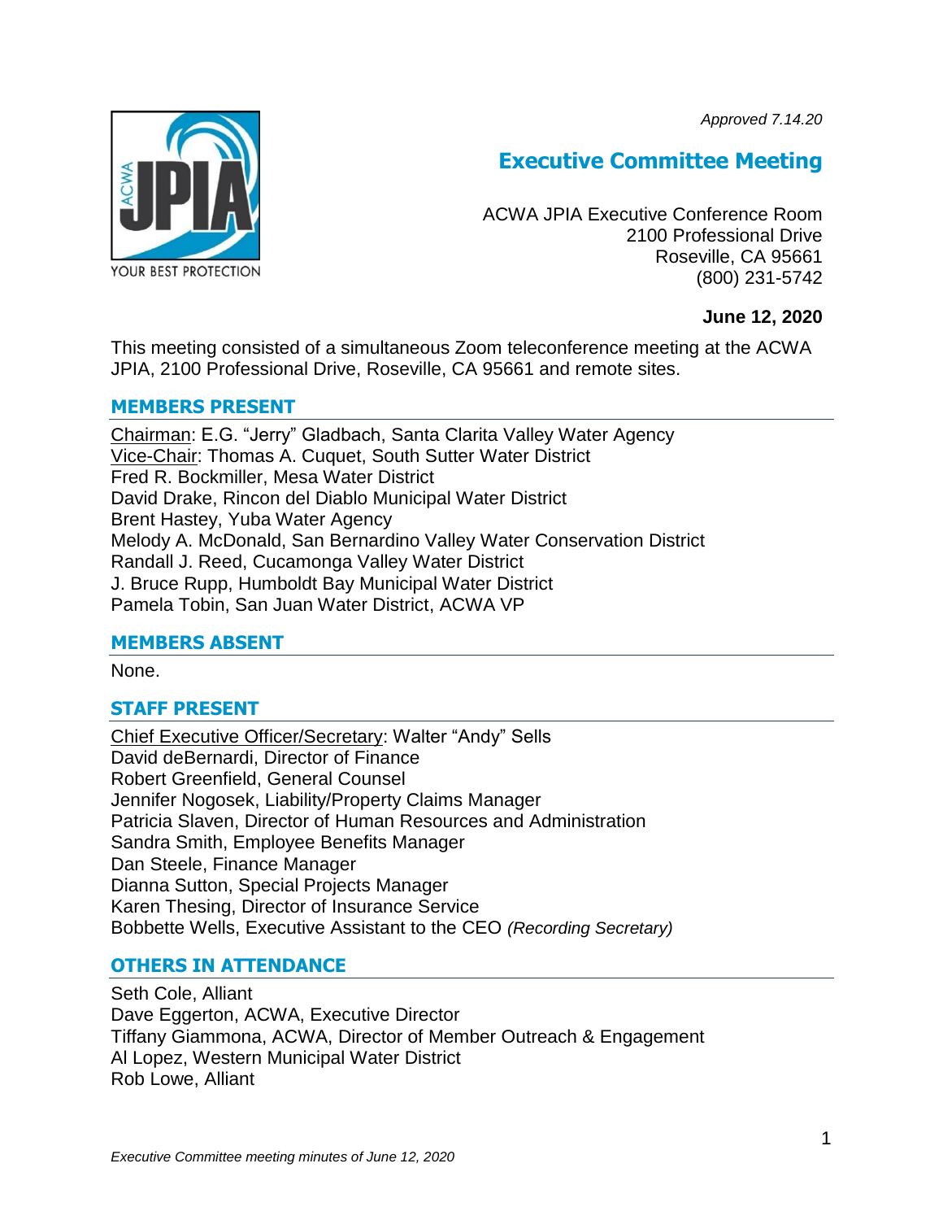*Approved 7.14.20*

# Executive Committee Meeting

ACWA JPIA Executive Conference Room
2100 Professional Drive
Roseville, CA 95661
(800) 231-5742

**June 12, 2020**

This meeting consisted of a simultaneous Zoom teleconference meeting at the ACWA JPIA, 2100 Professional Drive, Roseville, CA 95661 and remote sites.

## MEMBERS PRESENT

Chairman: E.G. "Jerry" Gladbach, Santa Clarita Valley Water Agency
Vice-Chair: Thomas A. Cuquet, South Sutter Water District
Fred R. Bockmiller, Mesa Water District
David Drake, Rincon del Diablo Municipal Water District
Brent Hastey, Yuba Water Agency
Melody A. McDonald, San Bernardino Valley Water Conservation District
Randall J. Reed, Cucamonga Valley Water District
J. Bruce Rupp, Humboldt Bay Municipal Water District
Pamela Tobin, San Juan Water District, ACWA VP

## MEMBERS ABSENT

None.

## STAFF PRESENT

Chief Executive Officer/Secretary: Walter "Andy" Sells
David deBernardi, Director of Finance
Robert Greenfield, General Counsel
Jennifer Nogosek, Liability/Property Claims Manager
Patricia Slaven, Director of Human Resources and Administration
Sandra Smith, Employee Benefits Manager
Dan Steele, Finance Manager
Dianna Sutton, Special Projects Manager
Karen Thesing, Director of Insurance Service
Bobbette Wells, Executive Assistant to the CEO *(Recording Secretary)*

## OTHERS IN ATTENDANCE

Seth Cole, Alliant
Dave Eggerton, ACWA, Executive Director
Tiffany Giammona, ACWA, Director of Member Outreach & Engagement
Al Lopez, Western Municipal Water District
Rob Lowe, Alliant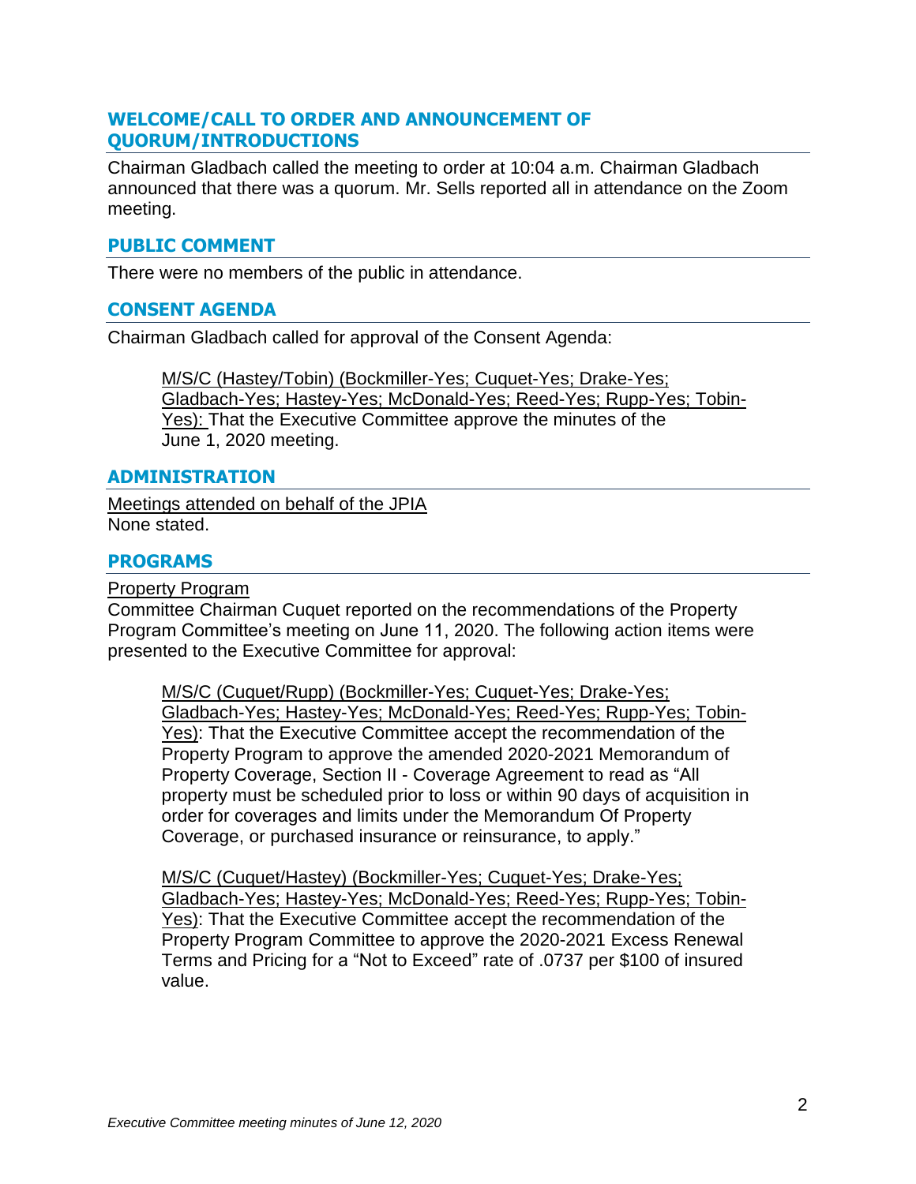## WELCOME/CALL TO ORDER AND ANNOUNCEMENT OF QUORUM/INTRODUCTIONS

Chairman Gladbach called the meeting to order at 10:04 a.m. Chairman Gladbach announced that there was a quorum. Mr. Sells reported all in attendance on the Zoom meeting.

## PUBLIC COMMENT

There were no members of the public in attendance.

## CONSENT AGENDA

Chairman Gladbach called for approval of the Consent Agenda:

> <u>M/S/C (Hastey/Tobin) (Bockmiller-Yes; Cuquet-Yes; Drake-Yes; Gladbach-Yes; Hastey-Yes; McDonald-Yes; Reed-Yes; Rupp-Yes; Tobin-Yes):</u> That the Executive Committee approve the minutes of the June 1, 2020 meeting.

## ADMINISTRATION

<u>Meetings attended on behalf of the JPIA</u>
None stated.

## PROGRAMS

<u>Property Program</u>
Committee Chairman Cuquet reported on the recommendations of the Property Program Committee's meeting on June 11, 2020. The following action items were presented to the Executive Committee for approval:

> <u>M/S/C (Cuquet/Rupp) (Bockmiller-Yes; Cuquet-Yes; Drake-Yes; Gladbach-Yes; Hastey-Yes; McDonald-Yes; Reed-Yes; Rupp-Yes; Tobin-Yes)</u>: That the Executive Committee accept the recommendation of the Property Program to approve the amended 2020-2021 Memorandum of Property Coverage, Section II - Coverage Agreement to read as "All property must be scheduled prior to loss or within 90 days of acquisition in order for coverages and limits under the Memorandum Of Property Coverage, or purchased insurance or reinsurance, to apply."

> <u>M/S/C (Cuquet/Hastey) (Bockmiller-Yes; Cuquet-Yes; Drake-Yes; Gladbach-Yes; Hastey-Yes; McDonald-Yes; Reed-Yes; Rupp-Yes; Tobin-Yes)</u>: That the Executive Committee accept the recommendation of the Property Program Committee to approve the 2020-2021 Excess Renewal Terms and Pricing for a "Not to Exceed" rate of .0737 per $100 of insured value.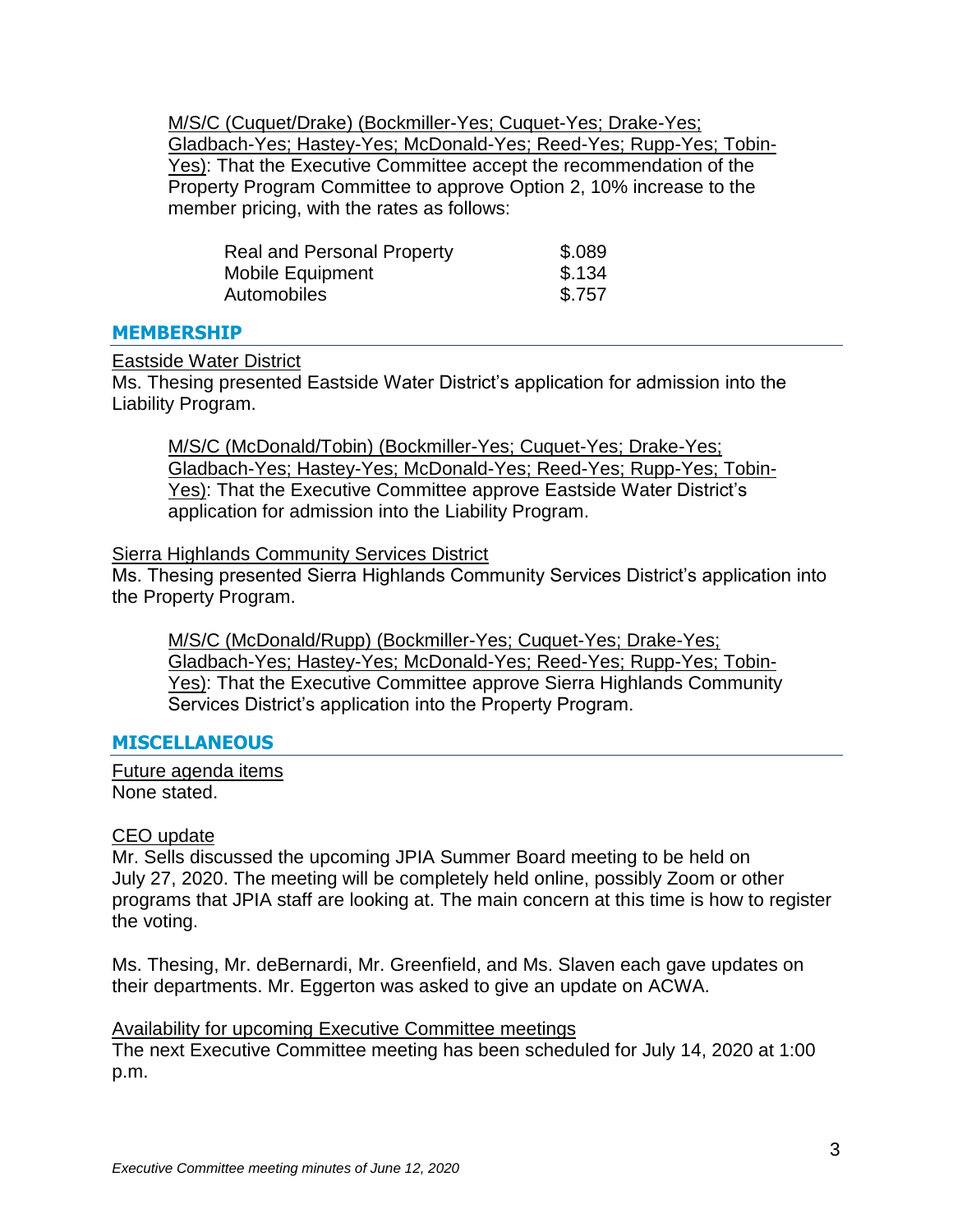M/S/C (Cuquet/Drake) (Bockmiller-Yes; Cuquet-Yes; Drake-Yes; Gladbach-Yes; Hastey-Yes; McDonald-Yes; Reed-Yes; Rupp-Yes; Tobin-Yes): That the Executive Committee accept the recommendation of the Property Program Committee to approve Option 2, 10% increase to the member pricing, with the rates as follows:

| | |
|---|---|
| Real and Personal Property | $.089 |
| Mobile Equipment | $.134 |
| Automobiles | $.757 |

## MEMBERSHIP

Eastside Water District

Ms. Thesing presented Eastside Water District's application for admission into the Liability Program.

M/S/C (McDonald/Tobin) (Bockmiller-Yes; Cuquet-Yes; Drake-Yes; Gladbach-Yes; Hastey-Yes; McDonald-Yes; Reed-Yes; Rupp-Yes; Tobin-Yes): That the Executive Committee approve Eastside Water District's application for admission into the Liability Program.

Sierra Highlands Community Services District

Ms. Thesing presented Sierra Highlands Community Services District's application into the Property Program.

M/S/C (McDonald/Rupp) (Bockmiller-Yes; Cuquet-Yes; Drake-Yes; Gladbach-Yes; Hastey-Yes; McDonald-Yes; Reed-Yes; Rupp-Yes; Tobin-Yes): That the Executive Committee approve Sierra Highlands Community Services District's application into the Property Program.

## MISCELLANEOUS

Future agenda items

None stated.

CEO update

Mr. Sells discussed the upcoming JPIA Summer Board meeting to be held on July 27, 2020. The meeting will be completely held online, possibly Zoom or other programs that JPIA staff are looking at. The main concern at this time is how to register the voting.

Ms. Thesing, Mr. deBernardi, Mr. Greenfield, and Ms. Slaven each gave updates on their departments. Mr. Eggerton was asked to give an update on ACWA.

Availability for upcoming Executive Committee meetings

The next Executive Committee meeting has been scheduled for July 14, 2020 at 1:00 p.m.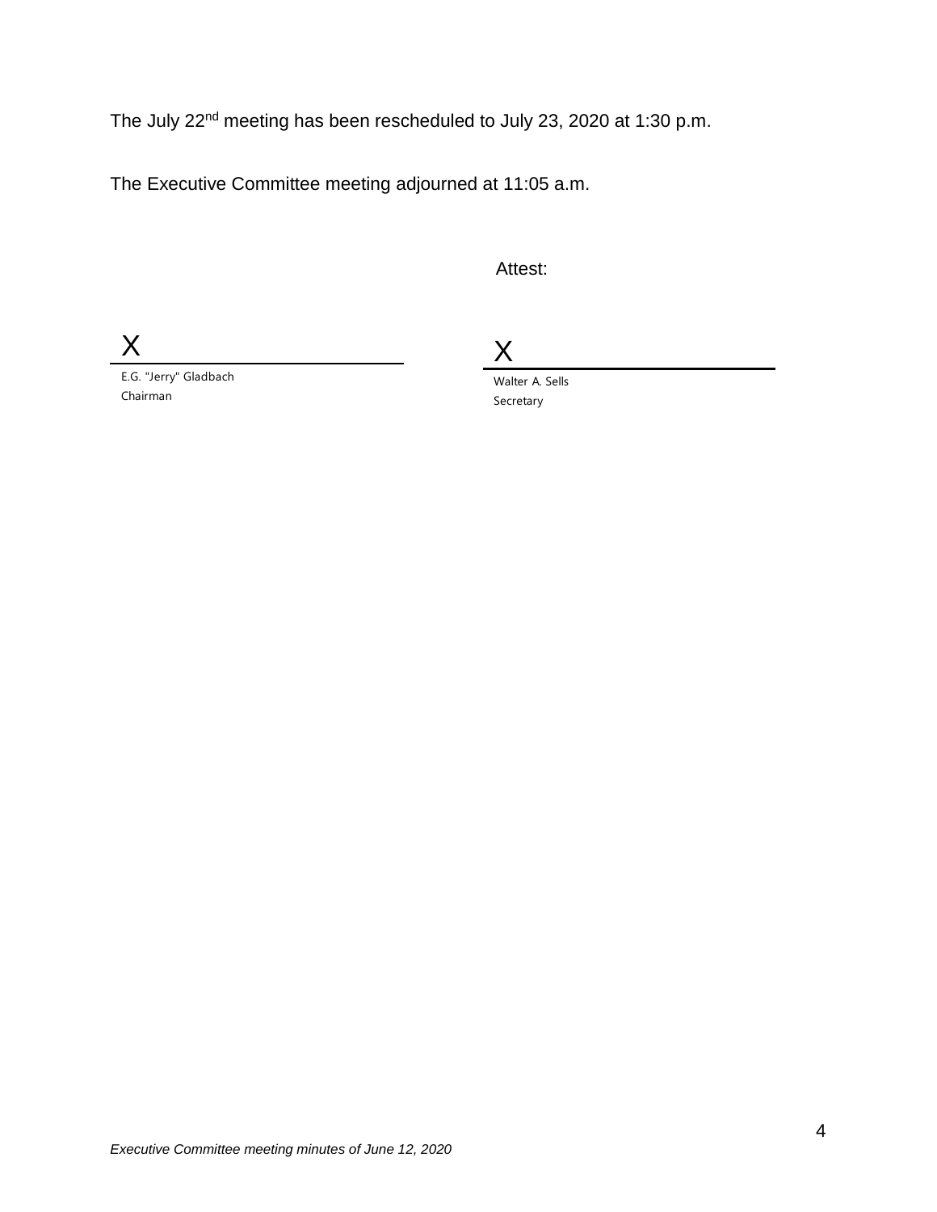The July 22nd meeting has been rescheduled to July 23, 2020 at 1:30 p.m.

The Executive Committee meeting adjourned at 11:05 a.m.

Attest:

X ______________________________
E.G. "Jerry" Gladbach
Chairman

X ______________________________
Walter A. Sells
Secretary